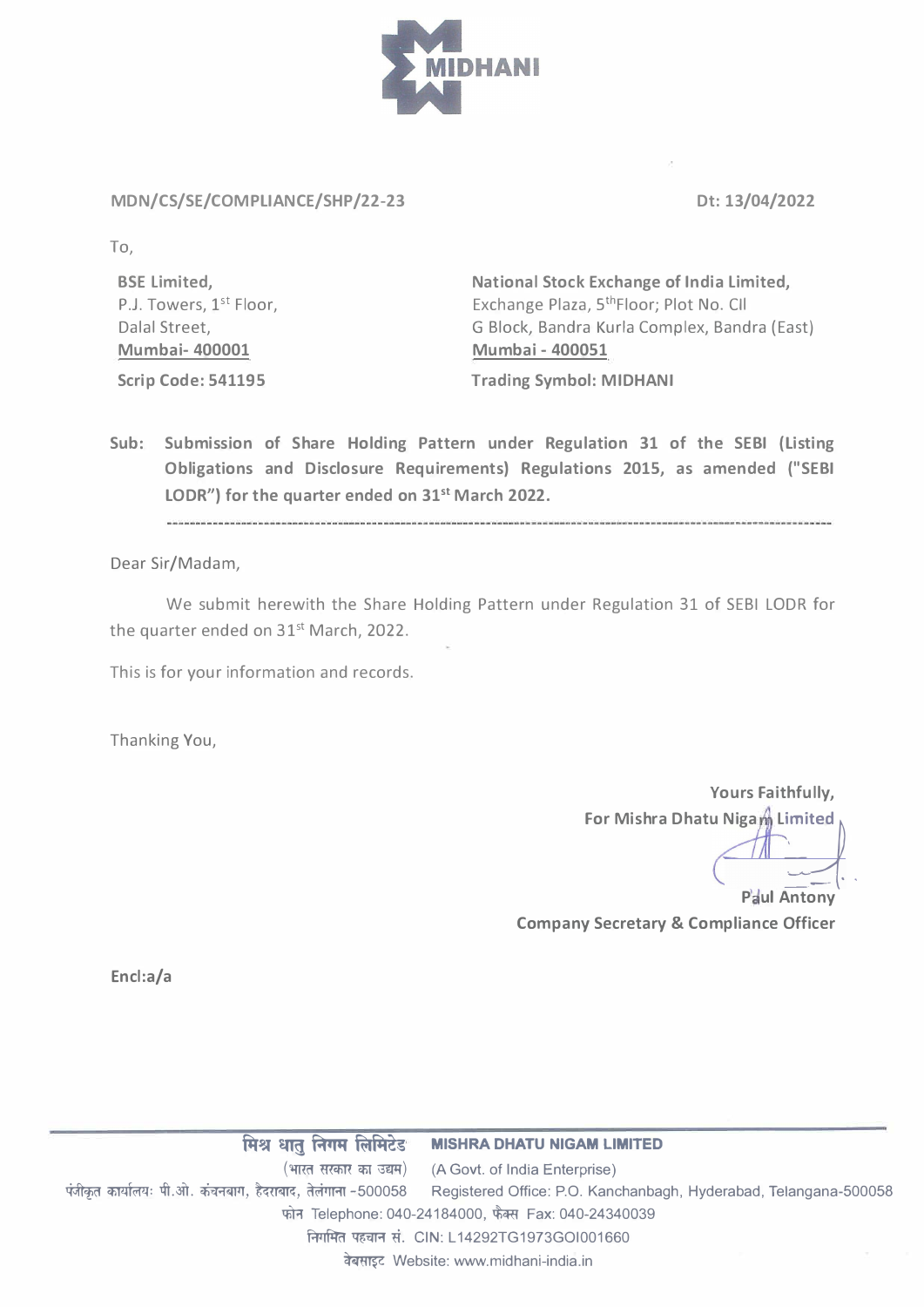MIDHANI

MDN/CS/SE/COMPLIANCE/SHP/22-23

Dt: 13/04/2022

To,

**BSE Limited,**
P.J. Towers, 1st Floor,
Dalal Street,
**Mumbai- 400001**

**Scrip Code: 541195**

**National Stock Exchange of India Limited,**
Exchange Plaza, 5thFloor; Plot No. CII
G Block, Bandra Kurla Complex, Bandra (East)
**Mumbai - 400051**

**Trading Symbol: MIDHANI**

**Sub: Submission of Share Holding Pattern under Regulation 31 of the SEBI (Listing Obligations and Disclosure Requirements) Regulations 2015, as amended ("SEBI LODR") for the quarter ended on 31st March 2022.**

---

Dear Sir/Madam,

We submit herewith the Share Holding Pattern under Regulation 31 of SEBI LODR for the quarter ended on 31st March, 2022.

This is for your information and records.

Thanking You,

**Yours Faithfully,**
**For Mishra Dhatu Nigam Limited**

**Paul Antony**
**Company Secretary & Compliance Officer**

**Encl:a/a**

---

मिश्र धातु निगम लिमिटेड **MISHRA DHATU NIGAM LIMITED**
(भारत सरकार का उद्यम) (A Govt. of India Enterprise)
पंजीकृत कार्यालयः पी.ओ. कंचनबाग, हैदराबाद, तेलंगाना -500058 Registered Office: P.O. Kanchanbagh, Hyderabad, Telangana-500058
फोन Telephone: 040-24184000, फैक्स Fax: 040-24340039
निगमित पहचान सं. CIN: L14292TG1973GOI001660
वेबसाइट Website: www.midhani-india.in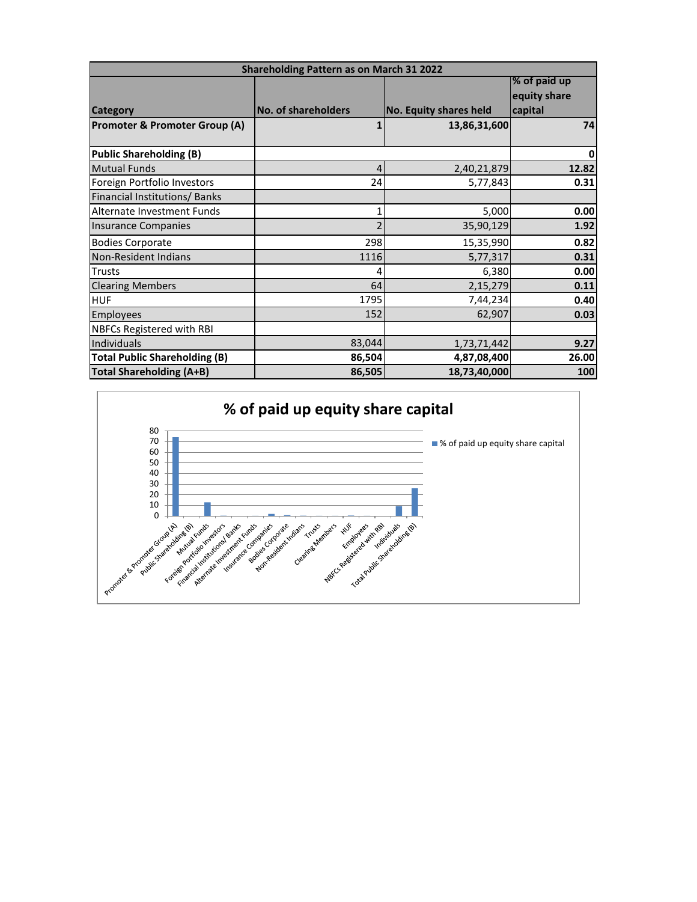| Shareholding Pattern as on March 31 2022 | | | |
|---|---|---|---|
| **Category** | **No. of shareholders** | **No. Equity shares held** | **% of paid up equity share capital** |
| **Promoter & Promoter Group (A)** | **1** | **13,86,31,600** | **74** |
| **Public Shareholding (B)** | | | **0** |
| Mutual Funds | 4 | 2,40,21,879 | **12.82** |
| Foreign Portfolio Investors | 24 | 5,77,843 | **0.31** |
| Financial Institutions/ Banks | | | |
| Alternate Investment Funds | 1 | 5,000 | **0.00** |
| Insurance Companies | 2 | 35,90,129 | **1.92** |
| Bodies Corporate | 298 | 15,35,990 | **0.82** |
| Non-Resident Indians | 1116 | 5,77,317 | **0.31** |
| Trusts | 4 | 6,380 | **0.00** |
| Clearing Members | 64 | 2,15,279 | **0.11** |
| HUF | 1795 | 7,44,234 | **0.40** |
| Employees | 152 | 62,907 | **0.03** |
| NBFCs Registered with RBI | | | |
| Individuals | 83,044 | 1,73,71,442 | **9.27** |
| **Total Public Shareholding (B)** | **86,504** | **4,87,08,400** | **26.00** |
| **Total Shareholding (A+B)** | **86,505** | **18,73,40,000** | **100** |

**% of paid up equity share capital**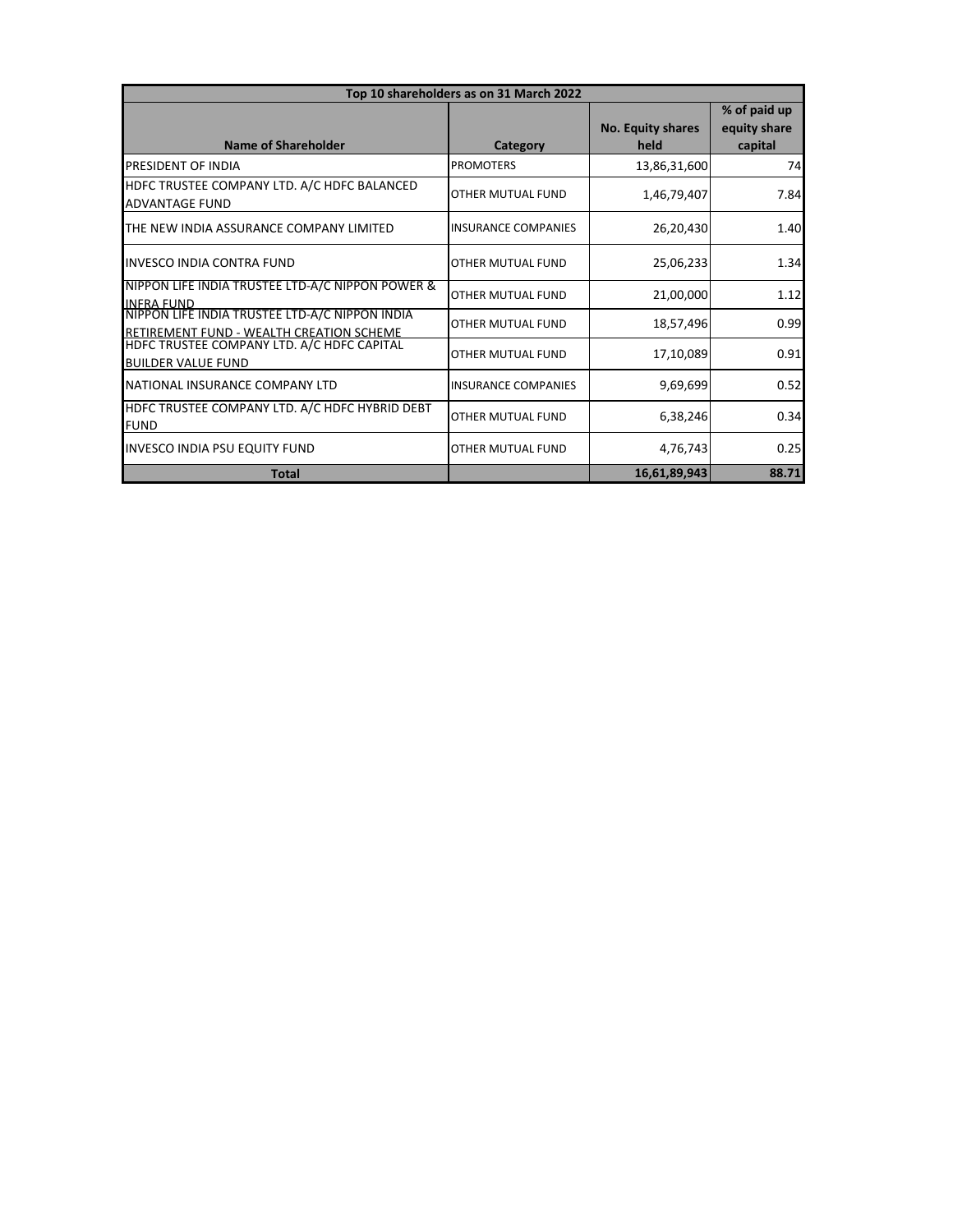| Top 10 shareholders as on 31 March 2022 | | | |
|---|---|---|---|
| **Name of Shareholder** | **Category** | **No. Equity shares held** | **% of paid up equity share capital** |
| PRESIDENT OF INDIA | PROMOTERS | 13,86,31,600 | 74 |
| HDFC TRUSTEE COMPANY LTD. A/C HDFC BALANCED ADVANTAGE FUND | OTHER MUTUAL FUND | 1,46,79,407 | 7.84 |
| THE NEW INDIA ASSURANCE COMPANY LIMITED | INSURANCE COMPANIES | 26,20,430 | 1.40 |
| INVESCO INDIA CONTRA FUND | OTHER MUTUAL FUND | 25,06,233 | 1.34 |
| NIPPON LIFE INDIA TRUSTEE LTD-A/C NIPPON POWER & INFRA FUND | OTHER MUTUAL FUND | 21,00,000 | 1.12 |
| NIPPON LIFE INDIA TRUSTEE LTD-A/C NIPPON INDIA RETIREMENT FUND - WEALTH CREATION SCHEME | OTHER MUTUAL FUND | 18,57,496 | 0.99 |
| HDFC TRUSTEE COMPANY LTD. A/C HDFC CAPITAL BUILDER VALUE FUND | OTHER MUTUAL FUND | 17,10,089 | 0.91 |
| NATIONAL INSURANCE COMPANY LTD | INSURANCE COMPANIES | 9,69,699 | 0.52 |
| HDFC TRUSTEE COMPANY LTD. A/C HDFC HYBRID DEBT FUND | OTHER MUTUAL FUND | 6,38,246 | 0.34 |
| INVESCO INDIA PSU EQUITY FUND | OTHER MUTUAL FUND | 4,76,743 | 0.25 |
| **Total** | | **16,61,89,943** | **88.71** |